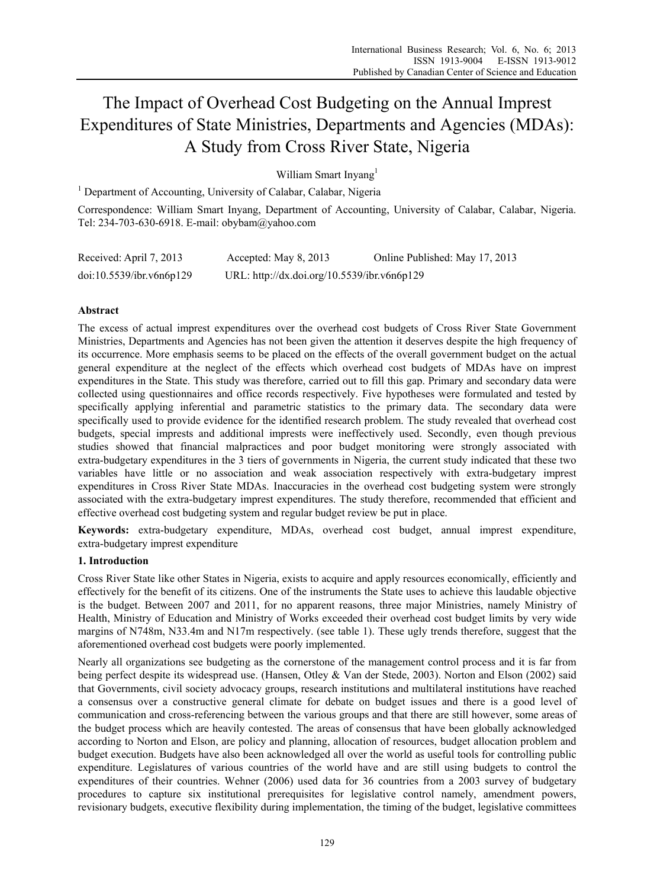# The Impact of Overhead Cost Budgeting on the Annual Imprest Expenditures of State Ministries, Departments and Agencies (MDAs): A Study from Cross River State, Nigeria

William Smart Inyang[1]

[1] Department of Accounting, University of Calabar, Calabar, Nigeria

Correspondence: William Smart Inyang, Department of Accounting, University of Calabar, Calabar, Nigeria. Tel: 234-703-630-6918. E-mail: obybam@yahoo.com

Received: April 7, 2013   Accepted: May 8, 2013   Online Published: May 17, 2013

doi:10.5539/ibr.v6n6p129   URL: http://dx.doi.org/10.5539/ibr.v6n6p129

## Abstract

The excess of actual imprest expenditures over the overhead cost budgets of Cross River State Government Ministries, Departments and Agencies has not been given the attention it deserves despite the high frequency of its occurrence. More emphasis seems to be placed on the effects of the overall government budget on the actual general expenditure at the neglect of the effects which overhead cost budgets of MDAs have on imprest expenditures in the State. This study was therefore, carried out to fill this gap. Primary and secondary data were collected using questionnaires and office records respectively. Five hypotheses were formulated and tested by specifically applying inferential and parametric statistics to the primary data. The secondary data were specifically used to provide evidence for the identified research problem. The study revealed that overhead cost budgets, special imprests and additional imprests were ineffectively used. Secondly, even though previous studies showed that financial malpractices and poor budget monitoring were strongly associated with extra-budgetary expenditures in the 3 tiers of governments in Nigeria, the current study indicated that these two variables have little or no association and weak association respectively with extra-budgetary imprest expenditures in Cross River State MDAs. Inaccuracies in the overhead cost budgeting system were strongly associated with the extra-budgetary imprest expenditures. The study therefore, recommended that efficient and effective overhead cost budgeting system and regular budget review be put in place.

**Keywords:** extra-budgetary expenditure, MDAs, overhead cost budget, annual imprest expenditure, extra-budgetary imprest expenditure

## 1. Introduction

Cross River State like other States in Nigeria, exists to acquire and apply resources economically, efficiently and effectively for the benefit of its citizens. One of the instruments the State uses to achieve this laudable objective is the budget. Between 2007 and 2011, for no apparent reasons, three major Ministries, namely Ministry of Health, Ministry of Education and Ministry of Works exceeded their overhead cost budget limits by very wide margins of N748m, N33.4m and N17m respectively. (see table 1). These ugly trends therefore, suggest that the aforementioned overhead cost budgets were poorly implemented.

Nearly all organizations see budgeting as the cornerstone of the management control process and it is far from being perfect despite its widespread use. (Hansen, Otley & Van der Stede, 2003). Norton and Elson (2002) said that Governments, civil society advocacy groups, research institutions and multilateral institutions have reached a consensus over a constructive general climate for debate on budget issues and there is a good level of communication and cross-referencing between the various groups and that there are still however, some areas of the budget process which are heavily contested. The areas of consensus that have been globally acknowledged according to Norton and Elson, are policy and planning, allocation of resources, budget allocation problem and budget execution. Budgets have also been acknowledged all over the world as useful tools for controlling public expenditure. Legislatures of various countries of the world have and are still using budgets to control the expenditures of their countries. Wehner (2006) used data for 36 countries from a 2003 survey of budgetary procedures to capture six institutional prerequisites for legislative control namely, amendment powers, revisionary budgets, executive flexibility during implementation, the timing of the budget, legislative committees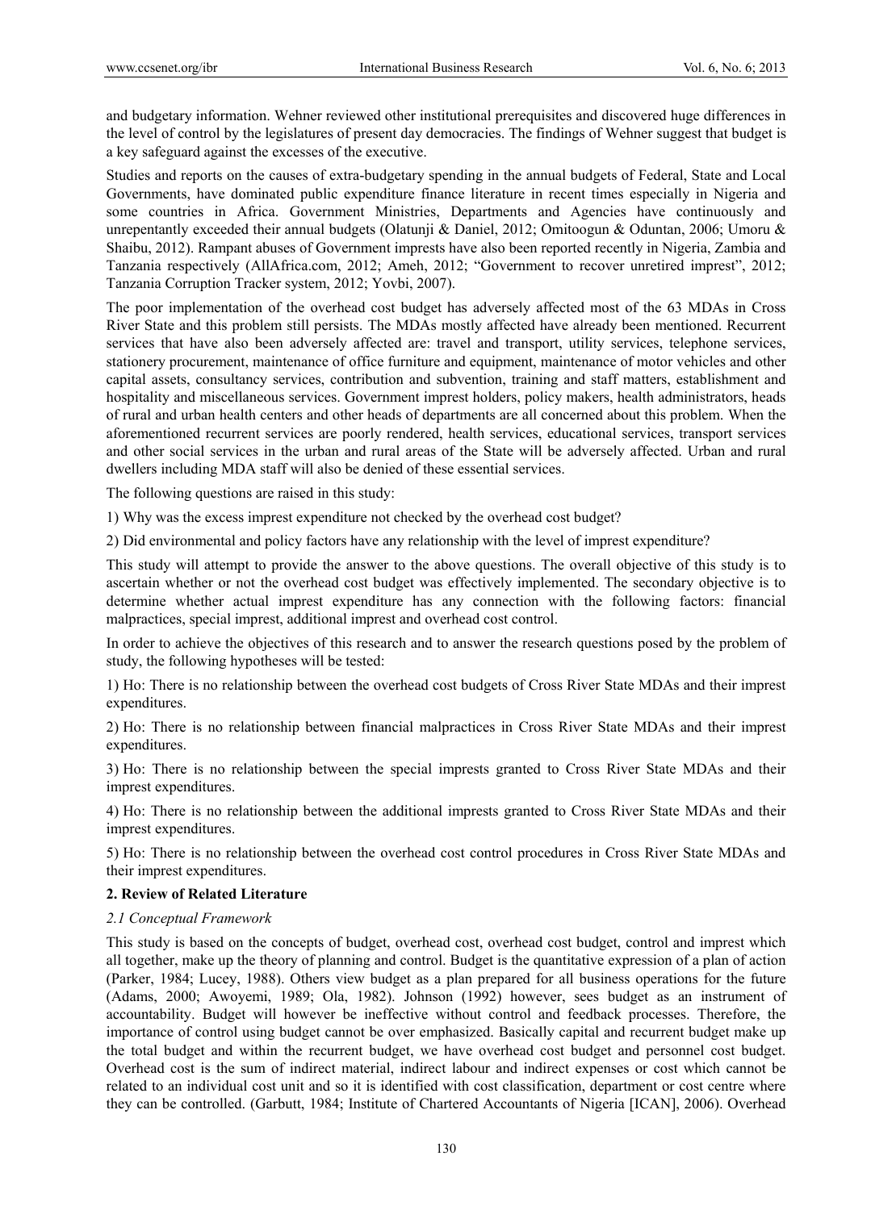and budgetary information. Wehner reviewed other institutional prerequisites and discovered huge differences in the level of control by the legislatures of present day democracies. The findings of Wehner suggest that budget is a key safeguard against the excesses of the executive.

Studies and reports on the causes of extra-budgetary spending in the annual budgets of Federal, State and Local Governments, have dominated public expenditure finance literature in recent times especially in Nigeria and some countries in Africa. Government Ministries, Departments and Agencies have continuously and unrepentantly exceeded their annual budgets (Olatunji & Daniel, 2012; Omitoogun & Oduntan, 2006; Umoru & Shaibu, 2012). Rampant abuses of Government impresses have also been reported recently in Nigeria, Zambia and Tanzania respectively (AllAfrica.com, 2012; Ameh, 2012; "Government to recover unretired imprest", 2012; Tanzania Corruption Tracker system, 2012; Yovbi, 2007).

The poor implementation of the overhead cost budget has adversely affected most of the 63 MDAs in Cross River State and this problem still persists. The MDAs mostly affected have already been mentioned. Recurrent services that have also been adversely affected are: travel and transport, utility services, telephone services, stationery procurement, maintenance of office furniture and equipment, maintenance of motor vehicles and other capital assets, consultancy services, contribution and subvention, training and staff matters, establishment and hospitality and miscellaneous services. Government imprest holders, policy makers, health administrators, heads of rural and urban health centers and other heads of departments are all concerned about this problem. When the aforementioned recurrent services are poorly rendered, health services, educational services, transport services and other social services in the urban and rural areas of the State will be adversely affected. Urban and rural dwellers including MDA staff will also be denied of these essential services.

The following questions are raised in this study:

1) Why was the excess imprest expenditure not checked by the overhead cost budget?

2) Did environmental and policy factors have any relationship with the level of imprest expenditure?

This study will attempt to provide the answer to the above questions. The overall objective of this study is to ascertain whether or not the overhead cost budget was effectively implemented. The secondary objective is to determine whether actual imprest expenditure has any connection with the following factors: financial malpractices, special imprest, additional imprest and overhead cost control.

In order to achieve the objectives of this research and to answer the research questions posed by the problem of study, the following hypotheses will be tested:

1) Ho: There is no relationship between the overhead cost budgets of Cross River State MDAs and their imprest expenditures.

2) Ho: There is no relationship between financial malpractices in Cross River State MDAs and their imprest expenditures.

3) Ho: There is no relationship between the special imprests granted to Cross River State MDAs and their imprest expenditures.

4) Ho: There is no relationship between the additional imprests granted to Cross River State MDAs and their imprest expenditures.

5) Ho: There is no relationship between the overhead cost control procedures in Cross River State MDAs and their imprest expenditures.

## 2. Review of Related Literature

### *2.1 Conceptual Framework*

This study is based on the concepts of budget, overhead cost, overhead cost budget, control and imprest which all together, make up the theory of planning and control. Budget is the quantitative expression of a plan of action (Parker, 1984; Lucey, 1988). Others view budget as a plan prepared for all business operations for the future (Adams, 2000; Awoyemi, 1989; Ola, 1982). Johnson (1992) however, sees budget as an instrument of accountability. Budget will however be ineffective without control and feedback processes. Therefore, the importance of control using budget cannot be over emphasized. Basically capital and recurrent budget make up the total budget and within the recurrent budget, we have overhead cost budget and personnel cost budget. Overhead cost is the sum of indirect material, indirect labour and indirect expenses or cost which cannot be related to an individual cost unit and so it is identified with cost classification, department or cost centre where they can be controlled. (Garbutt, 1984; Institute of Chartered Accountants of Nigeria [ICAN], 2006). Overhead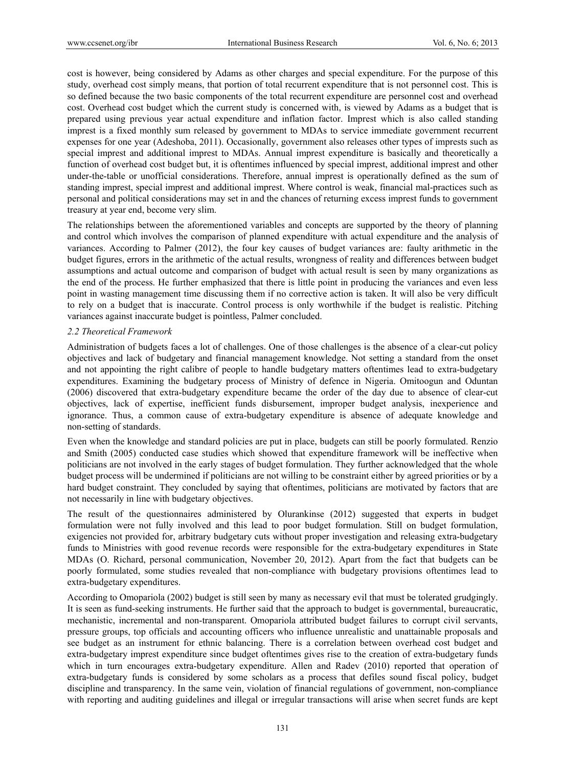cost is however, being considered by Adams as other charges and special expenditure. For the purpose of this study, overhead cost simply means, that portion of total recurrent expenditure that is not personnel cost. This is so defined because the two basic components of the total recurrent expenditure are personnel cost and overhead cost. Overhead cost budget which the current study is concerned with, is viewed by Adams as a budget that is prepared using previous year actual expenditure and inflation factor. Imprest which is also called standing imprest is a fixed monthly sum released by government to MDAs to service immediate government recurrent expenses for one year (Adeshoba, 2011). Occasionally, government also releases other types of imprests such as special imprest and additional imprest to MDAs. Annual imprest expenditure is basically and theoretically a function of overhead cost budget but, it is oftentimes influenced by special imprest, additional imprest and other under-the-table or unofficial considerations. Therefore, annual imprest is operationally defined as the sum of standing imprest, special imprest and additional imprest. Where control is weak, financial mal-practices such as personal and political considerations may set in and the chances of returning excess imprest funds to government treasury at year end, become very slim.

The relationships between the aforementioned variables and concepts are supported by the theory of planning and control which involves the comparison of planned expenditure with actual expenditure and the analysis of variances. According to Palmer (2012), the four key causes of budget variances are: faulty arithmetic in the budget figures, errors in the arithmetic of the actual results, wrongness of reality and differences between budget assumptions and actual outcome and comparison of budget with actual result is seen by many organizations as the end of the process. He further emphasized that there is little point in producing the variances and even less point in wasting management time discussing them if no corrective action is taken. It will also be very difficult to rely on a budget that is inaccurate. Control process is only worthwhile if the budget is realistic. Pitching variances against inaccurate budget is pointless, Palmer concluded.

### *2.2 Theoretical Framework*

Administration of budgets faces a lot of challenges. One of those challenges is the absence of a clear-cut policy objectives and lack of budgetary and financial management knowledge. Not setting a standard from the onset and not appointing the right calibre of people to handle budgetary matters oftentimes lead to extra-budgetary expenditures. Examining the budgetary process of Ministry of defence in Nigeria. Omitoogun and Oduntan (2006) discovered that extra-budgetary expenditure became the order of the day due to absence of clear-cut objectives, lack of expertise, inefficient funds disbursement, improper budget analysis, inexperience and ignorance. Thus, a common cause of extra-budgetary expenditure is absence of adequate knowledge and non-setting of standards.

Even when the knowledge and standard policies are put in place, budgets can still be poorly formulated. Renzio and Smith (2005) conducted case studies which showed that expenditure framework will be ineffective when politicians are not involved in the early stages of budget formulation. They further acknowledged that the whole budget process will be undermined if politicians are not willing to be constraint either by agreed priorities or by a hard budget constraint. They concluded by saying that oftentimes, politicians are motivated by factors that are not necessarily in line with budgetary objectives.

The result of the questionnaires administered by Olurankinse (2012) suggested that experts in budget formulation were not fully involved and this lead to poor budget formulation. Still on budget formulation, exigencies not provided for, arbitrary budgetary cuts without proper investigation and releasing extra-budgetary funds to Ministries with good revenue records were responsible for the extra-budgetary expenditures in State MDAs (O. Richard, personal communication, November 20, 2012). Apart from the fact that budgets can be poorly formulated, some studies revealed that non-compliance with budgetary provisions oftentimes lead to extra-budgetary expenditures.

According to Omopariola (2002) budget is still seen by many as necessary evil that must be tolerated grudgingly. It is seen as fund-seeking instruments. He further said that the approach to budget is governmental, bureaucratic, mechanistic, incremental and non-transparent. Omopariola attributed budget failures to corrupt civil servants, pressure groups, top officials and accounting officers who influence unrealistic and unattainable proposals and see budget as an instrument for ethnic balancing. There is a correlation between overhead cost budget and extra-budgetary imprest expenditure since budget oftentimes gives rise to the creation of extra-budgetary funds which in turn encourages extra-budgetary expenditure. Allen and Radev (2010) reported that operation of extra-budgetary funds is considered by some scholars as a process that defiles sound fiscal policy, budget discipline and transparency. In the same vein, violation of financial regulations of government, non-compliance with reporting and auditing guidelines and illegal or irregular transactions will arise when secret funds are kept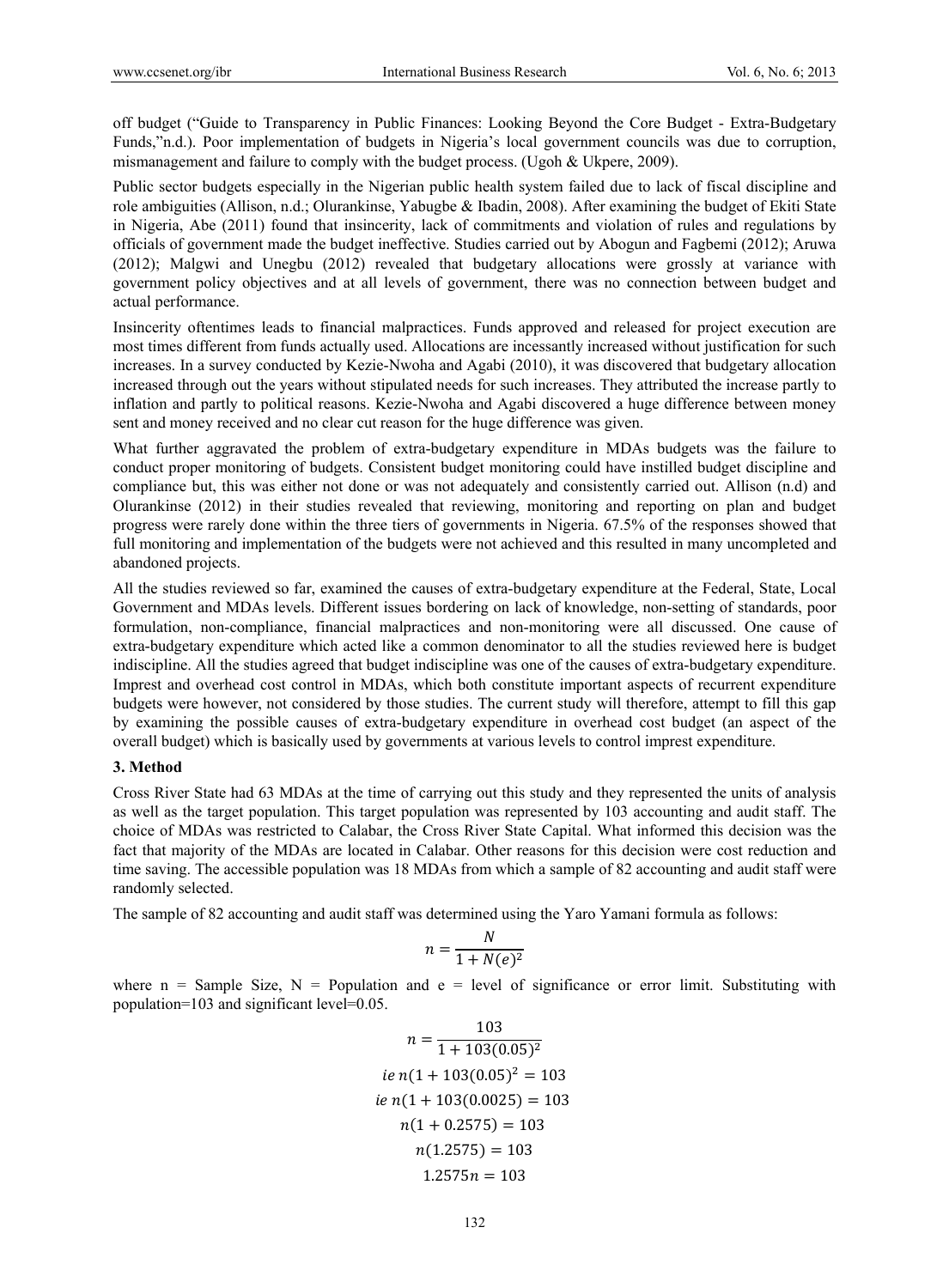off budget ("Guide to Transparency in Public Finances: Looking Beyond the Core Budget - Extra-Budgetary Funds,"n.d.). Poor implementation of budgets in Nigeria's local government councils was due to corruption, mismanagement and failure to comply with the budget process. (Ugoh & Ukpere, 2009).

Public sector budgets especially in the Nigerian public health system failed due to lack of fiscal discipline and role ambiguities (Allison, n.d.; Olurankinse, Yabugbe & Ibadin, 2008). After examining the budget of Ekiti State in Nigeria, Abe (2011) found that insincerity, lack of commitments and violation of rules and regulations by officials of government made the budget ineffective. Studies carried out by Abogun and Fagbemi (2012); Aruwa (2012); Malgwi and Unegbu (2012) revealed that budgetary allocations were grossly at variance with government policy objectives and at all levels of government, there was no connection between budget and actual performance.

Insincerity oftentimes leads to financial malpractices. Funds approved and released for project execution are most times different from funds actually used. Allocations are incessantly increased without justification for such increases. In a survey conducted by Kezie-Nwoha and Agabi (2010), it was discovered that budgetary allocation increased through out the years without stipulated needs for such increases. They attributed the increase partly to inflation and partly to political reasons. Kezie-Nwoha and Agabi discovered a huge difference between money sent and money received and no clear cut reason for the huge difference was given.

What further aggravated the problem of extra-budgetary expenditure in MDAs budgets was the failure to conduct proper monitoring of budgets. Consistent budget monitoring could have instilled budget discipline and compliance but, this was either not done or was not adequately and consistently carried out. Allison (n.d) and Olurankinse (2012) in their studies revealed that reviewing, monitoring and reporting on plan and budget progress were rarely done within the three tiers of governments in Nigeria. 67.5% of the responses showed that full monitoring and implementation of the budgets were not achieved and this resulted in many uncompleted and abandoned projects.

All the studies reviewed so far, examined the causes of extra-budgetary expenditure at the Federal, State, Local Government and MDAs levels. Different issues bordering on lack of knowledge, non-setting of standards, poor formulation, non-compliance, financial malpractices and non-monitoring were all discussed. One cause of extra-budgetary expenditure which acted like a common denominator to all the studies reviewed here is budget indiscipline. All the studies agreed that budget indiscipline was one of the causes of extra-budgetary expenditure. Imprest and overhead cost control in MDAs, which both constitute important aspects of recurrent expenditure budgets were however, not considered by those studies. The current study will therefore, attempt to fill this gap by examining the possible causes of extra-budgetary expenditure in overhead cost budget (an aspect of the overall budget) which is basically used by governments at various levels to control imprest expenditure.

### 3. Method

Cross River State had 63 MDAs at the time of carrying out this study and they represented the units of analysis as well as the target population. This target population was represented by 103 accounting and audit staff. The choice of MDAs was restricted to Calabar, the Cross River State Capital. What informed this decision was the fact that majority of the MDAs are located in Calabar. Other reasons for this decision were cost reduction and time saving. The accessible population was 18 MDAs from which a sample of 82 accounting and audit staff were randomly selected.

The sample of 82 accounting and audit staff was determined using the Yaro Yamani formula as follows:

$$n = \frac{N}{1 + N(e)^2}$$

where n = Sample Size, N = Population and e = level of significance or error limit. Substituting with population=103 and significant level=0.05.

$$n = \frac{103}{1 + 103(0.05)^2}$$

$$ie\ n(1 + 103(0.05)^2 = 103$$

$$ie\ n(1 + 103(0.0025) = 103$$

$$n(1 + 0.2575) = 103$$

$$n(1.2575) = 103$$

$$1.2575n = 103$$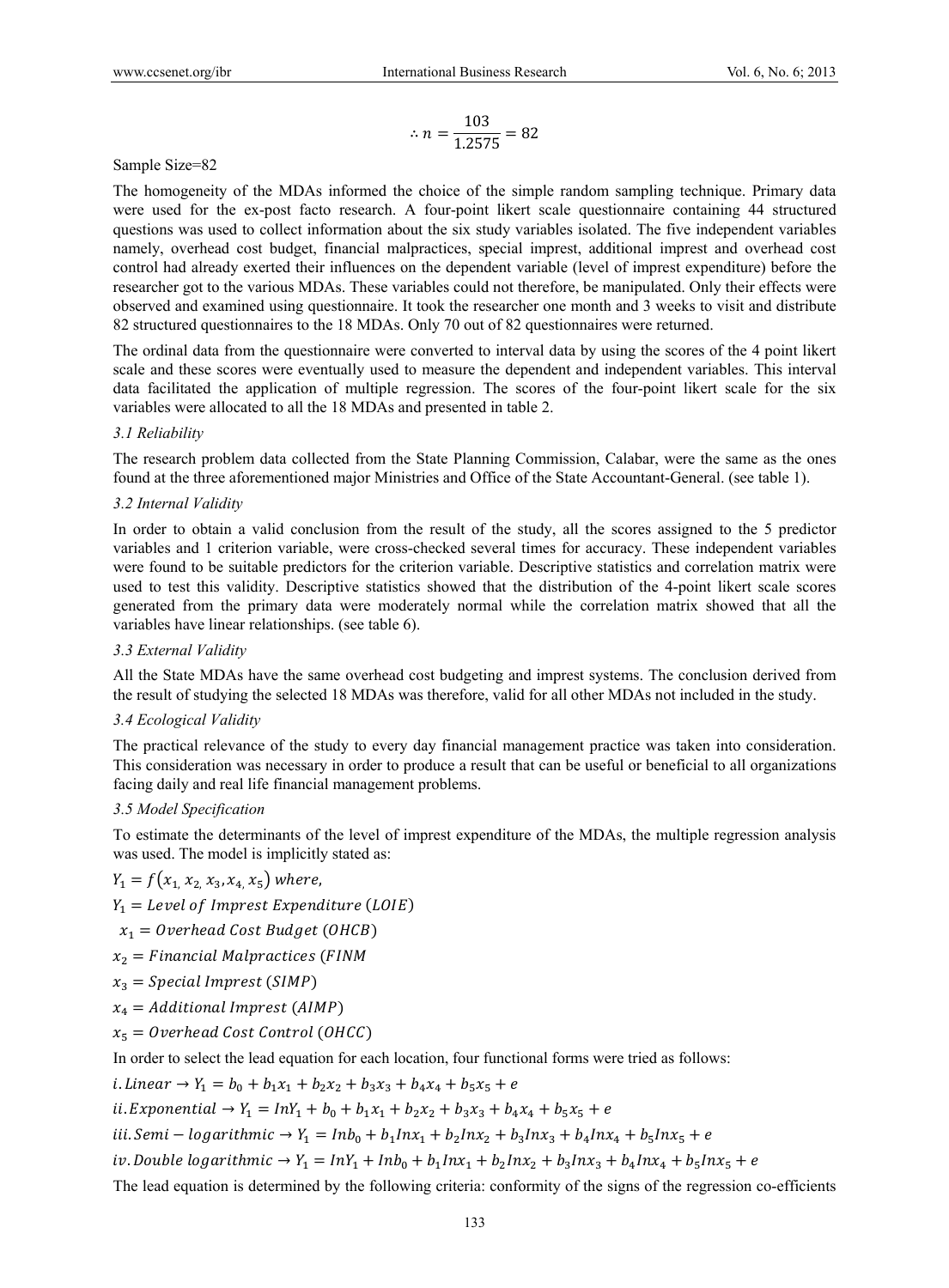$$\therefore n = \frac{103}{1.2575} = 82$$

Sample Size=82

The homogeneity of the MDAs informed the choice of the simple random sampling technique. Primary data were used for the ex-post facto research. A four-point likert scale questionnaire containing 44 structured questions was used to collect information about the six study variables isolated. The five independent variables namely, overhead cost budget, financial malpractices, special imprest, additional imprest and overhead cost control had already exerted their influences on the dependent variable (level of imprest expenditure) before the researcher got to the various MDAs. These variables could not therefore, be manipulated. Only their effects were observed and examined using questionnaire. It took the researcher one month and 3 weeks to visit and distribute 82 structured questionnaires to the 18 MDAs. Only 70 out of 82 questionnaires were returned.

The ordinal data from the questionnaire were converted to interval data by using the scores of the 4 point likert scale and these scores were eventually used to measure the dependent and independent variables. This interval data facilitated the application of multiple regression. The scores of the four-point likert scale for the six variables were allocated to all the 18 MDAs and presented in table 2.

### *3.1 Reliability*

The research problem data collected from the State Planning Commission, Calabar, were the same as the ones found at the three aforementioned major Ministries and Office of the State Accountant-General. (see table 1).

### *3.2 Internal Validity*

In order to obtain a valid conclusion from the result of the study, all the scores assigned to the 5 predictor variables and 1 criterion variable, were cross-checked several times for accuracy. These independent variables were found to be suitable predictors for the criterion variable. Descriptive statistics and correlation matrix were used to test this validity. Descriptive statistics showed that the distribution of the 4-point likert scale scores generated from the primary data were moderately normal while the correlation matrix showed that all the variables have linear relationships. (see table 6).

### *3.3 External Validity*

All the State MDAs have the same overhead cost budgeting and imprest systems. The conclusion derived from the result of studying the selected 18 MDAs was therefore, valid for all other MDAs not included in the study.

### *3.4 Ecological Validity*

The practical relevance of the study to every day financial management practice was taken into consideration. This consideration was necessary in order to produce a result that can be useful or beneficial to all organizations facing daily and real life financial management problems.

### *3.5 Model Specification*

To estimate the determinants of the level of imprest expenditure of the MDAs, the multiple regression analysis was used. The model is implicitly stated as:

$Y_1 = f(x_1, x_2, x_3, x_4, x_5)$ *where,*

$Y_1 = Level\ of\ Imprest\ Expenditure\ (LOIE)$

$x_1 = Overhead\ Cost\ Budget\ (OHCB)$

$x_2 = Financial\ Malpractices\ (FINM$

$x_3 = Special\ Imprest\ (SIMP)$

$x_4 = Additional\ Imprest\ (AIMP)$

$x_5 = Overhead\ Cost\ Control\ (OHCC)$

In order to select the lead equation for each location, four functional forms were tried as follows:

$i. Linear \rightarrow Y_1 = b_0 + b_1x_1 + b_2x_2 + b_3x_3 + b_4x_4 + b_5x_5 + e$

$ii. Exponential \rightarrow Y_1 = InY_1 + b_0 + b_1x_1 + b_2x_2 + b_3x_3 + b_4x_4 + b_5x_5 + e$

$iii. Semi - logarithmic \rightarrow Y_1 = Inb_0 + b_1Inx_1 + b_2Inx_2 + b_3Inx_3 + b_4Inx_4 + b_5Inx_5 + e$

$iv. Double\ logarithmic \rightarrow Y_1 = InY_1 + Inb_0 + b_1Inx_1 + b_2Inx_2 + b_3Inx_3 + b_4Inx_4 + b_5Inx_5 + e$

The lead equation is determined by the following criteria: conformity of the signs of the regression co-efficients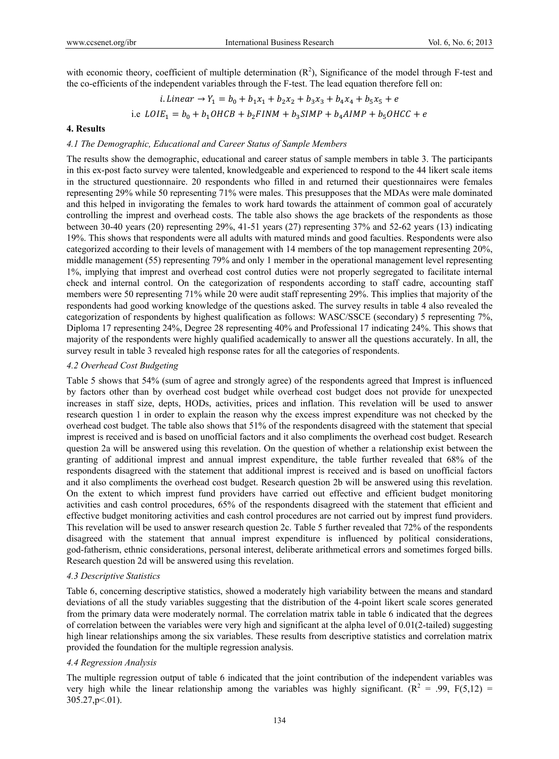with economic theory, coefficient of multiple determination ($R^2$), Significance of the model through F-test and the co-efficients of the independent variables through the F-test. The lead equation therefore fell on:

$$i. Linear \rightarrow Y_1 = b_0 + b_1x_1 + b_2x_2 + b_3x_3 + b_4x_4 + b_5x_5 + e$$

$$\text{i.e } LOIE_1 = b_0 + b_1OHCB + b_2FINM + b_3SIMP + b_4AIMP + b_5OHCC + e$$

## 4. Results

### *4.1 The Demographic, Educational and Career Status of Sample Members*

The results show the demographic, educational and career status of sample members in table 3. The participants in this ex-post facto survey were talented, knowledgeable and experienced to respond to the 44 likert scale items in the structured questionnaire. 20 respondents who filled in and returned their questionnaires were females representing 29% while 50 representing 71% were males. This presupposes that the MDAs were male dominated and this helped in invigorating the females to work hard towards the attainment of common goal of accurately controlling the imprest and overhead costs. The table also shows the age brackets of the respondents as those between 30-40 years (20) representing 29%, 41-51 years (27) representing 37% and 52-62 years (13) indicating 19%. This shows that respondents were all adults with matured minds and good faculties. Respondents were also categorized according to their levels of management with 14 members of the top management representing 20%, middle management (55) representing 79% and only 1 member in the operational management level representing 1%, implying that imprest and overhead cost control duties were not properly segregated to facilitate internal check and internal control. On the categorization of respondents according to staff cadre, accounting staff members were 50 representing 71% while 20 were audit staff representing 29%. This implies that majority of the respondents had good working knowledge of the questions asked. The survey results in table 4 also revealed the categorization of respondents by highest qualification as follows: WASC/SSCE (secondary) 5 representing 7%, Diploma 17 representing 24%, Degree 28 representing 40% and Professional 17 indicating 24%. This shows that majority of the respondents were highly qualified academically to answer all the questions accurately. In all, the survey result in table 3 revealed high response rates for all the categories of respondents.

### *4.2 Overhead Cost Budgeting*

Table 5 shows that 54% (sum of agree and strongly agree) of the respondents agreed that Imprest is influenced by factors other than by overhead cost budget while overhead cost budget does not provide for unexpected increases in staff size, depts, HODs, activities, prices and inflation. This revelation will be used to answer research question 1 in order to explain the reason why the excess imprest expenditure was not checked by the overhead cost budget. The table also shows that 51% of the respondents disagreed with the statement that special imprest is received and is based on unofficial factors and it also compliments the overhead cost budget. Research question 2a will be answered using this revelation. On the question of whether a relationship exist between the granting of additional imprest and annual imprest expenditure, the table further revealed that 68% of the respondents disagreed with the statement that additional imprest is received and is based on unofficial factors and it also compliments the overhead cost budget. Research question 2b will be answered using this revelation. On the extent to which imprest fund providers have carried out effective and efficient budget monitoring activities and cash control procedures, 65% of the respondents disagreed with the statement that efficient and effective budget monitoring activities and cash control procedures are not carried out by imprest fund providers. This revelation will be used to answer research question 2c. Table 5 further revealed that 72% of the respondents disagreed with the statement that annual imprest expenditure is influenced by political considerations, god-fatherism, ethnic considerations, personal interest, deliberate arithmetical errors and sometimes forged bills. Research question 2d will be answered using this revelation.

### *4.3 Descriptive Statistics*

Table 6, concerning descriptive statistics, showed a moderately high variability between the means and standard deviations of all the study variables suggesting that the distribution of the 4-point likert scale scores generated from the primary data were moderately normal. The correlation matrix table in table 6 indicated that the degrees of correlation between the variables were very high and significant at the alpha level of 0.01(2-tailed) suggesting high linear relationships among the six variables. These results from descriptive statistics and correlation matrix provided the foundation for the multiple regression analysis.

### *4.4 Regression Analysis*

The multiple regression output of table 6 indicated that the joint contribution of the independent variables was very high while the linear relationship among the variables was highly significant. ($R^2$ = .99, $F(5,12)$ = 305.27,$p$<.01).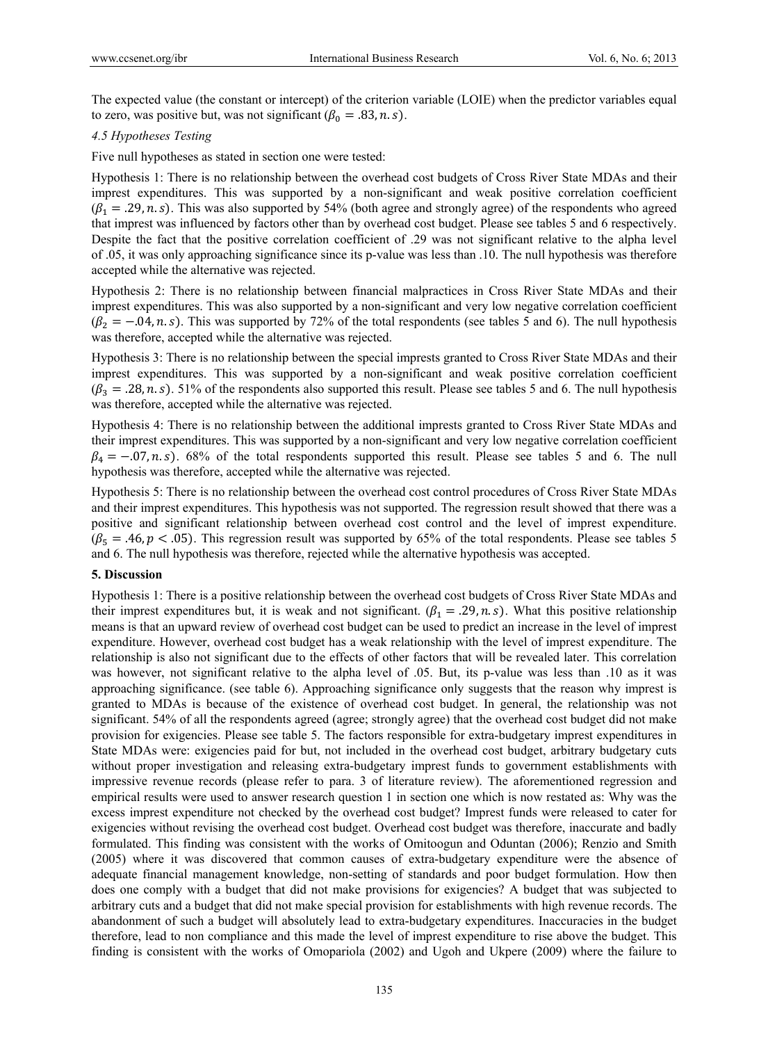The expected value (the constant or intercept) of the criterion variable (LOIE) when the predictor variables equal to zero, was positive but, was not significant ($\beta_0 = .83, n.s$).

*4.5 Hypotheses Testing*

Five null hypotheses as stated in section one were tested:

Hypothesis 1: There is no relationship between the overhead cost budgets of Cross River State MDAs and their imprest expenditures. This was supported by a non-significant and weak positive correlation coefficient ($\beta_1 = .29, n.s$). This was also supported by 54% (both agree and strongly agree) of the respondents who agreed that imprest was influenced by factors other than by overhead cost budget. Please see tables 5 and 6 respectively. Despite the fact that the positive correlation coefficient of .29 was not significant relative to the alpha level of .05, it was only approaching significance since its p-value was less than .10. The null hypothesis was therefore accepted while the alternative was rejected.

Hypothesis 2: There is no relationship between financial malpractices in Cross River State MDAs and their imprest expenditures. This was also supported by a non-significant and very low negative correlation coefficient ($\beta_2 = -.04, n.s$). This was supported by 72% of the total respondents (see tables 5 and 6). The null hypothesis was therefore, accepted while the alternative was rejected.

Hypothesis 3: There is no relationship between the special imprests granted to Cross River State MDAs and their imprest expenditures. This was supported by a non-significant and weak positive correlation coefficient ($\beta_3 = .28, n.s$). 51% of the respondents also supported this result. Please see tables 5 and 6. The null hypothesis was therefore, accepted while the alternative was rejected.

Hypothesis 4: There is no relationship between the additional imprests granted to Cross River State MDAs and their imprest expenditures. This was supported by a non-significant and very low negative correlation coefficient $\beta_4 = -.07, n.s$). 68% of the total respondents supported this result. Please see tables 5 and 6. The null hypothesis was therefore, accepted while the alternative was rejected.

Hypothesis 5: There is no relationship between the overhead cost control procedures of Cross River State MDAs and their imprest expenditures. This hypothesis was not supported. The regression result showed that there was a positive and significant relationship between overhead cost control and the level of imprest expenditure. ($\beta_5 = .46, p < .05$). This regression result was supported by 65% of the total respondents. Please see tables 5 and 6. The null hypothesis was therefore, rejected while the alternative hypothesis was accepted.

## 5. Discussion

Hypothesis 1: There is a positive relationship between the overhead cost budgets of Cross River State MDAs and their imprest expenditures but, it is weak and not significant. ($\beta_1 = .29, n.s$). What this positive relationship means is that an upward review of overhead cost budget can be used to predict an increase in the level of imprest expenditure. However, overhead cost budget has a weak relationship with the level of imprest expenditure. The relationship is also not significant due to the effects of other factors that will be revealed later. This correlation was however, not significant relative to the alpha level of .05. But, its p-value was less than .10 as it was approaching significance. (see table 6). Approaching significance only suggests that the reason why imprest is granted to MDAs is because of the existence of overhead cost budget. In general, the relationship was not significant. 54% of all the respondents agreed (agree; strongly agree) that the overhead cost budget did not make provision for exigencies. Please see table 5. The factors responsible for extra-budgetary imprest expenditures in State MDAs were: exigencies paid for but, not included in the overhead cost budget, arbitrary budgetary cuts without proper investigation and releasing extra-budgetary imprest funds to government establishments with impressive revenue records (please refer to para. 3 of literature review). The aforementioned regression and empirical results were used to answer research question 1 in section one which is now restated as: Why was the excess imprest expenditure not checked by the overhead cost budget? Imprest funds were released to cater for exigencies without revising the overhead cost budget. Overhead cost budget was therefore, inaccurate and badly formulated. This finding was consistent with the works of Omitoogun and Oduntan (2006); Renzio and Smith (2005) where it was discovered that common causes of extra-budgetary expenditure were the absence of adequate financial management knowledge, non-setting of standards and poor budget formulation. How then does one comply with a budget that did not make provisions for exigencies? A budget that was subjected to arbitrary cuts and a budget that did not make special provision for establishments with high revenue records. The abandonment of such a budget will absolutely lead to extra-budgetary expenditures. Inaccuracies in the budget therefore, lead to non compliance and this made the level of imprest expenditure to rise above the budget. This finding is consistent with the works of Omopariola (2002) and Ugoh and Ukpere (2009) where the failure to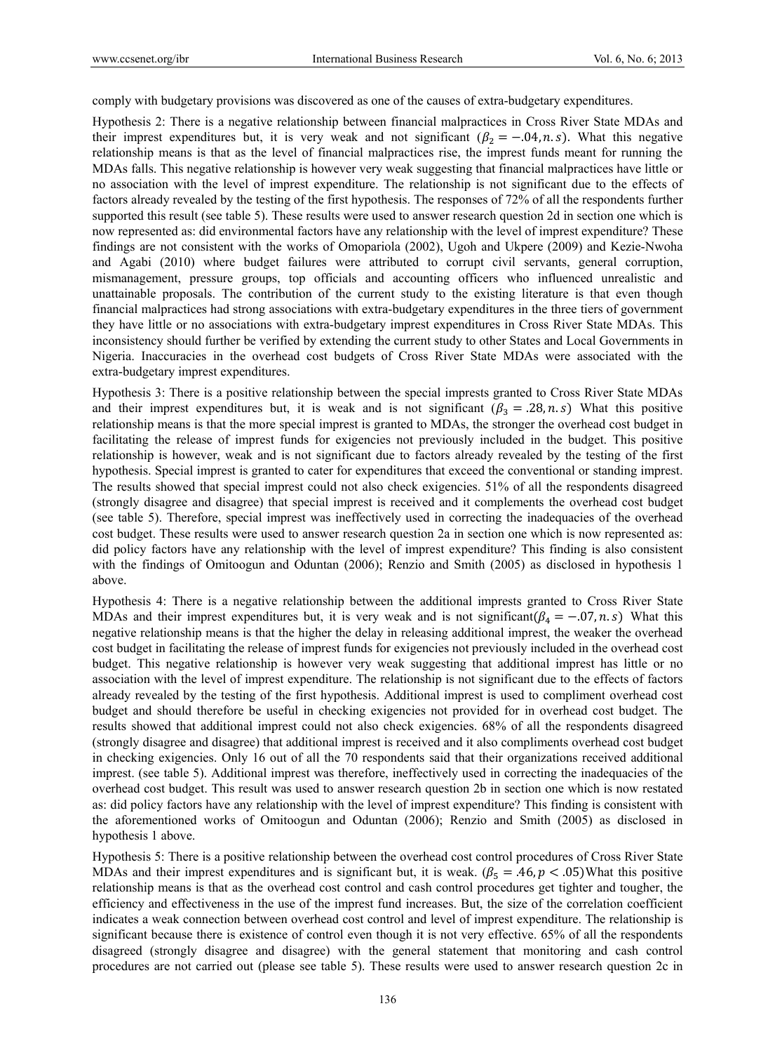comply with budgetary provisions was discovered as one of the causes of extra-budgetary expenditures.

Hypothesis 2: There is a negative relationship between financial malpractices in Cross River State MDAs and their imprest expenditures but, it is very weak and not significant ($\beta_2 = -.04, n.s$). What this negative relationship means is that as the level of financial malpractices rise, the imprest funds meant for running the MDAs falls. This negative relationship is however very weak suggesting that financial malpractices have little or no association with the level of imprest expenditure. The relationship is not significant due to the effects of factors already revealed by the testing of the first hypothesis. The responses of 72% of all the respondents further supported this result (see table 5). These results were used to answer research question 2d in section one which is now represented as: did environmental factors have any relationship with the level of imprest expenditure? These findings are not consistent with the works of Omopariola (2002), Ugoh and Ukpere (2009) and Kezie-Nwoha and Agabi (2010) where budget failures were attributed to corrupt civil servants, general corruption, mismanagement, pressure groups, top officials and accounting officers who influenced unrealistic and unattainable proposals. The contribution of the current study to the existing literature is that even though financial malpractices had strong associations with extra-budgetary expenditures in the three tiers of government they have little or no associations with extra-budgetary imprest expenditures in Cross River State MDAs. This inconsistency should further be verified by extending the current study to other States and Local Governments in Nigeria. Inaccuracies in the overhead cost budgets of Cross River State MDAs were associated with the extra-budgetary imprest expenditures.

Hypothesis 3: There is a positive relationship between the special imprests granted to Cross River State MDAs and their imprest expenditures but, it is weak and is not significant ($\beta_3 = .28, n.s$) What this positive relationship means is that the more special imprest is granted to MDAs, the stronger the overhead cost budget in facilitating the release of imprest funds for exigencies not previously included in the budget. This positive relationship is however, weak and is not significant due to factors already revealed by the testing of the first hypothesis. Special imprest is granted to cater for expenditures that exceed the conventional or standing imprest. The results showed that special imprest could not also check exigencies. 51% of all the respondents disagreed (strongly disagree and disagree) that special imprest is received and it complements the overhead cost budget (see table 5). Therefore, special imprest was ineffectively used in correcting the inadequacies of the overhead cost budget. These results were used to answer research question 2a in section one which is now represented as: did policy factors have any relationship with the level of imprest expenditure? This finding is also consistent with the findings of Omitoogun and Oduntan (2006); Renzio and Smith (2005) as disclosed in hypothesis 1 above.

Hypothesis 4: There is a negative relationship between the additional imprests granted to Cross River State MDAs and their imprest expenditures but, it is very weak and is not significant($\beta_4 = -.07, n.s$) What this negative relationship means is that the higher the delay in releasing additional imprest, the weaker the overhead cost budget in facilitating the release of imprest funds for exigencies not previously included in the overhead cost budget. This negative relationship is however very weak suggesting that additional imprest has little or no association with the level of imprest expenditure. The relationship is not significant due to the effects of factors already revealed by the testing of the first hypothesis. Additional imprest is used to compliment overhead cost budget and should therefore be useful in checking exigencies not provided for in overhead cost budget. The results showed that additional imprest could not also check exigencies. 68% of all the respondents disagreed (strongly disagree and disagree) that additional imprest is received and it also compliments overhead cost budget in checking exigencies. Only 16 out of all the 70 respondents said that their organizations received additional imprest. (see table 5). Additional imprest was therefore, ineffectively used in correcting the inadequacies of the overhead cost budget. This result was used to answer research question 2b in section one which is now restated as: did policy factors have any relationship with the level of imprest expenditure? This finding is consistent with the aforementioned works of Omitoogun and Oduntan (2006); Renzio and Smith (2005) as disclosed in hypothesis 1 above.

Hypothesis 5: There is a positive relationship between the overhead cost control procedures of Cross River State MDAs and their imprest expenditures and is significant but, it is weak. ($\beta_5 = .46, p < .05$)What this positive relationship means is that as the overhead cost control and cash control procedures get tighter and tougher, the efficiency and effectiveness in the use of the imprest fund increases. But, the size of the correlation coefficient indicates a weak connection between overhead cost control and level of imprest expenditure. The relationship is significant because there is existence of control even though it is not very effective. 65% of all the respondents disagreed (strongly disagree and disagree) with the general statement that monitoring and cash control procedures are not carried out (please see table 5). These results were used to answer research question 2c in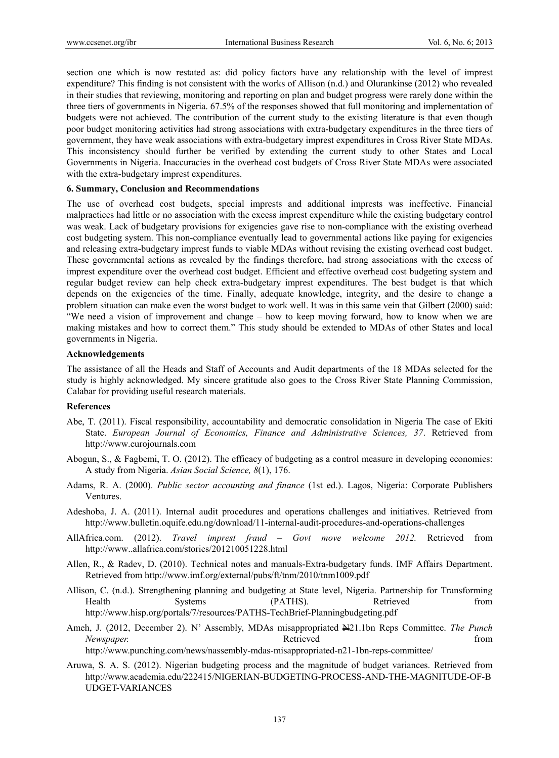section one which is now restated as: did policy factors have any relationship with the level of imprest expenditure? This finding is not consistent with the works of Allison (n.d.) and Olurankinse (2012) who revealed in their studies that reviewing, monitoring and reporting on plan and budget progress were rarely done within the three tiers of governments in Nigeria. 67.5% of the responses showed that full monitoring and implementation of budgets were not achieved. The contribution of the current study to the existing literature is that even though poor budget monitoring activities had strong associations with extra-budgetary expenditures in the three tiers of government, they have weak associations with extra-budgetary imprest expenditures in Cross River State MDAs. This inconsistency should further be verified by extending the current study to other States and Local Governments in Nigeria. Inaccuracies in the overhead cost budgets of Cross River State MDAs were associated with the extra-budgetary imprest expenditures.

### 6. Summary, Conclusion and Recommendations

The use of overhead cost budgets, special imprests and additional imprests was ineffective. Financial malpractices had little or no association with the excess imprest expenditure while the existing budgetary control was weak. Lack of budgetary provisions for exigencies gave rise to non-compliance with the existing overhead cost budgeting system. This non-compliance eventually lead to governmental actions like paying for exigencies and releasing extra-budgetary imprest funds to viable MDAs without revising the existing overhead cost budget. These governmental actions as revealed by the findings therefore, had strong associations with the excess of imprest expenditure over the overhead cost budget. Efficient and effective overhead cost budgeting system and regular budget review can help check extra-budgetary imprest expenditures. The best budget is that which depends on the exigencies of the time. Finally, adequate knowledge, integrity, and the desire to change a problem situation can make even the worst budget to work well. It was in this same vein that Gilbert (2000) said: "We need a vision of improvement and change – how to keep moving forward, how to know when we are making mistakes and how to correct them." This study should be extended to MDAs of other States and local governments in Nigeria.

### Acknowledgements

The assistance of all the Heads and Staff of Accounts and Audit departments of the 18 MDAs selected for the study is highly acknowledged. My sincere gratitude also goes to the Cross River State Planning Commission, Calabar for providing useful research materials.

### References

Abe, T. (2011). Fiscal responsibility, accountability and democratic consolidation in Nigeria The case of Ekiti State. *European Journal of Economics, Finance and Administrative Sciences, 37*. Retrieved from http://www.eurojournals.com

Abogun, S., & Fagbemi, T. O. (2012). The efficacy of budgeting as a control measure in developing economies: A study from Nigeria. *Asian Social Science, 8*(1), 176.

Adams, R. A. (2000). *Public sector accounting and finance* (1st ed.). Lagos, Nigeria: Corporate Publishers Ventures.

Adeshoba, J. A. (2011). Internal audit procedures and operations challenges and initiatives. Retrieved from http://www.bulletin.oquife.edu.ng/download/11-internal-audit-procedures-and-operations-challenges

AllAfrica.com. (2012). *Travel imprest fraud – Govt move welcome 2012.* Retrieved from http://www..allafrica.com/stories/201210051228.html

Allen, R., & Radev, D. (2010). Technical notes and manuals-Extra-budgetary funds. IMF Affairs Department. Retrieved from http://www.imf.org/external/pubs/ft/tnm/2010/tnm1009.pdf

Allison, C. (n.d.). Strengthening planning and budgeting at State level, Nigeria. Partnership for Transforming Health Systems (PATHS). Retrieved from http://www.hisp.org/portals/7/resources/PATHS-TechBrief-Planningbudgeting.pdf

Ameh, J. (2012, December 2). N' Assembly, MDAs misappropriated ₦21.1bn Reps Committee. *The Punch Newspaper.* Retrieved from http://www.punching.com/news/nassembly-mdas-misappropriated-n21-1bn-reps-committee/

Aruwa, S. A. S. (2012). Nigerian budgeting process and the magnitude of budget variances. Retrieved from http://www.academia.edu/222415/NIGERIAN-BUDGETING-PROCESS-AND-THE-MAGNITUDE-OF-BUDGET-VARIANCES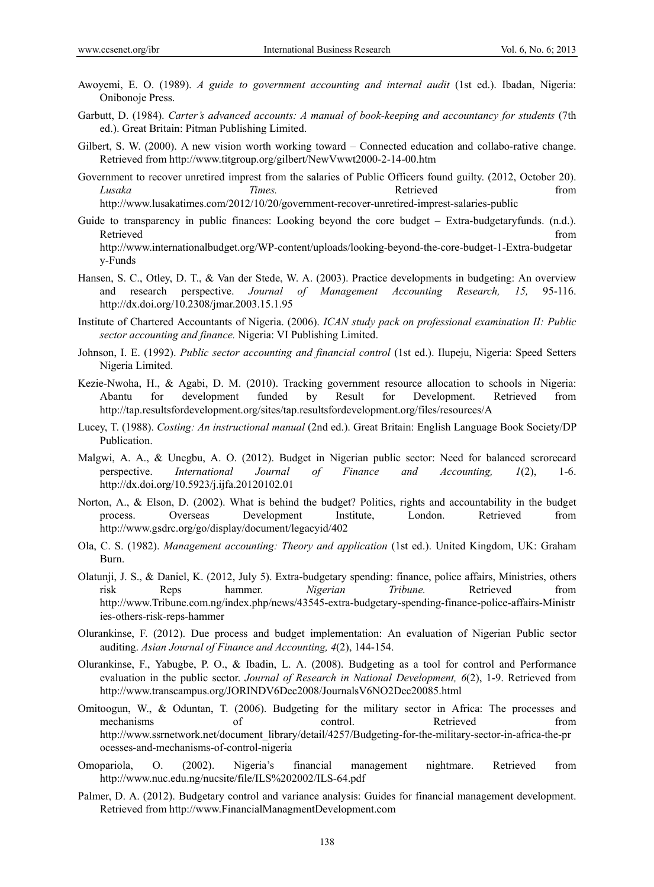Awoyemi, E. O. (1989). *A guide to government accounting and internal audit* (1st ed.). Ibadan, Nigeria: Onibonoje Press.

Garbutt, D. (1984). *Carter's advanced accounts: A manual of book-keeping and accountancy for students* (7th ed.). Great Britain: Pitman Publishing Limited.

Gilbert, S. W. (2000). A new vision worth working toward – Connected education and collabo-rative change. Retrieved from http://www.titgroup.org/gilbert/NewVwwt2000-2-14-00.htm

Government to recover unretired imprest from the salaries of Public Officers found guilty. (2012, October 20). *Lusaka Times.* Retrieved from http://www.lusakatimes.com/2012/10/20/government-recover-unretired-imprest-salaries-public

Guide to transparency in public finances: Looking beyond the core budget – Extra-budgetaryfunds. (n.d.). Retrieved from http://www.internationalbudget.org/WP-content/uploads/looking-beyond-the-core-budget-1-Extra-budgetary-Funds

Hansen, S. C., Otley, D. T., & Van der Stede, W. A. (2003). Practice developments in budgeting: An overview and research perspective. *Journal of Management Accounting Research, 15,* 95-116. http://dx.doi.org/10.2308/jmar.2003.15.1.95

Institute of Chartered Accountants of Nigeria. (2006). *ICAN study pack on professional examination II: Public sector accounting and finance.* Nigeria: VI Publishing Limited.

Johnson, I. E. (1992). *Public sector accounting and financial control* (1st ed.). Ilupeju, Nigeria: Speed Setters Nigeria Limited.

Kezie-Nwoha, H., & Agabi, D. M. (2010). Tracking government resource allocation to schools in Nigeria: Abantu for development funded by Result for Development. Retrieved from http://tap.resultsfordevelopment.org/sites/tap.resultsfordevelopment.org/files/resources/A

Lucey, T. (1988). *Costing: An instructional manual* (2nd ed.). Great Britain: English Language Book Society/DP Publication.

Malgwi, A. A., & Unegbu, A. O. (2012). Budget in Nigerian public sector: Need for balanced scrorecard perspective. *International Journal of Finance and Accounting, 1*(2), 1-6. http://dx.doi.org/10.5923/j.ijfa.20120102.01

Norton, A., & Elson, D. (2002). What is behind the budget? Politics, rights and accountability in the budget process. Overseas Development Institute, London. Retrieved from http://www.gsdrc.org/go/display/document/legacyid/402

Ola, C. S. (1982). *Management accounting: Theory and application* (1st ed.). United Kingdom, UK: Graham Burn.

Olatunji, J. S., & Daniel, K. (2012, July 5). Extra-budgetary spending: finance, police affairs, Ministries, others risk Reps hammer. *Nigerian Tribune.* Retrieved from http://www.Tribune.com.ng/index.php/news/43545-extra-budgetary-spending-finance-police-affairs-Ministries-others-risk-reps-hammer

Olurankinse, F. (2012). Due process and budget implementation: An evaluation of Nigerian Public sector auditing. *Asian Journal of Finance and Accounting, 4*(2), 144-154.

Olurankinse, F., Yabugbe, P. O., & Ibadin, L. A. (2008). Budgeting as a tool for control and Performance evaluation in the public sector. *Journal of Research in National Development, 6*(2), 1-9. Retrieved from http://www.transcampus.org/JORINDV6Dec2008/JournalsV6NO2Dec20085.html

Omitoogun, W., & Oduntan, T. (2006). Budgeting for the military sector in Africa: The processes and mechanisms of control. Retrieved from http://www.ssrnetwork.net/document_library/detail/4257/Budgeting-for-the-military-sector-in-africa-the-processes-and-mechanisms-of-control-nigeria

Omopariola, O. (2002). Nigeria's financial management nightmare. Retrieved from http://www.nuc.edu.ng/nucsite/file/ILS%202002/ILS-64.pdf

Palmer, D. A. (2012). Budgetary control and variance analysis: Guides for financial management development. Retrieved from http://www.FinancialManagmentDevelopment.com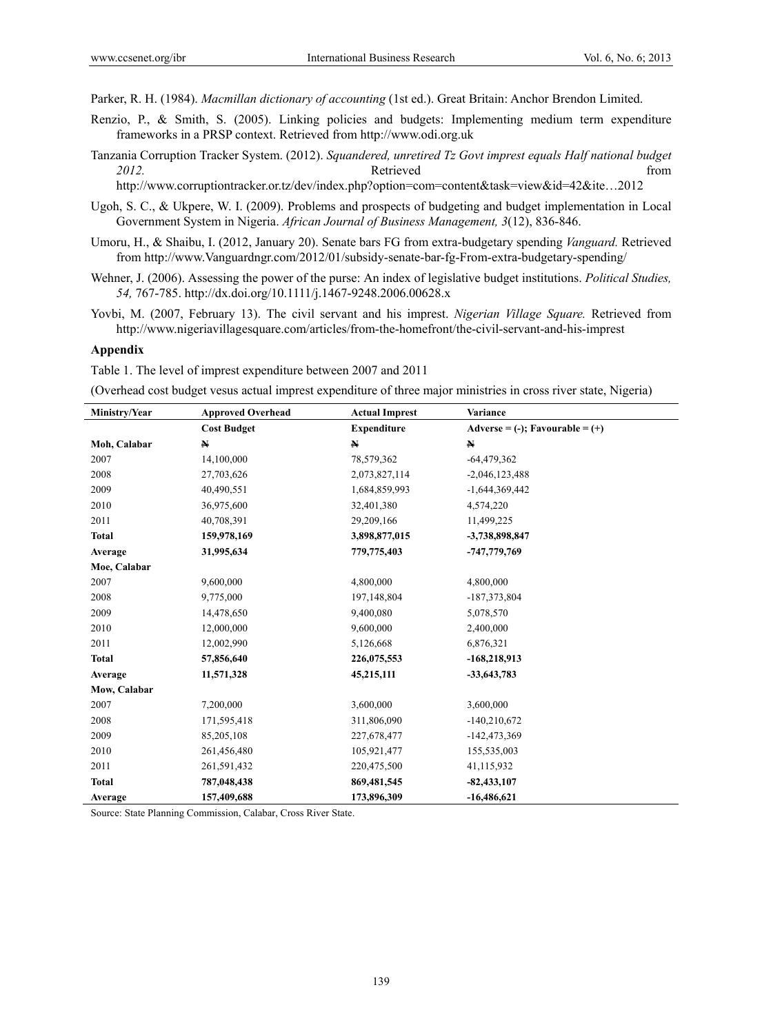Parker, R. H. (1984). *Macmillan dictionary of accounting* (1st ed.). Great Britain: Anchor Brendon Limited.

Renzio, P., & Smith, S. (2005). Linking policies and budgets: Implementing medium term expenditure frameworks in a PRSP context. Retrieved from http://www.odi.org.uk

Tanzania Corruption Tracker System. (2012). *Squandered, unretired Tz Govt imprest equals Half national budget 2012.* Retrieved from http://www.corruptiontracker.or.tz/dev/index.php?option=com=content&task=view&id=42&ite…2012

Ugoh, S. C., & Ukpere, W. I. (2009). Problems and prospects of budgeting and budget implementation in Local Government System in Nigeria. *African Journal of Business Management, 3*(12), 836-846.

Umoru, H., & Shaibu, I. (2012, January 20). Senate bars FG from extra-budgetary spending *Vanguard.* Retrieved from http://www.Vanguardngr.com/2012/01/subsidy-senate-bar-fg-From-extra-budgetary-spending/

Wehner, J. (2006). Assessing the power of the purse: An index of legislative budget institutions. *Political Studies, 54,* 767-785. http://dx.doi.org/10.1111/j.1467-9248.2006.00628.x

Yovbi, M. (2007, February 13). The civil servant and his imprest. *Nigerian Village Square.* Retrieved from http://www.nigeriavillagesquare.com/articles/from-the-homefront/the-civil-servant-and-his-imprest

## Appendix

Table 1. The level of imprest expenditure between 2007 and 2011

(Overhead cost budget vesus actual imprest expenditure of three major ministries in cross river state, Nigeria)

| Ministry/Year | Approved Overhead Cost Budget | Actual Imprest Expenditure | Variance Adverse = (-); Favourable = (+) |
|---|---|---|---|
| **Moh, Calabar** | **₦** | **₦** | **₦** |
| 2007 | 14,100,000 | 78,579,362 | -64,479,362 |
| 2008 | 27,703,626 | 2,073,827,114 | -2,046,123,488 |
| 2009 | 40,490,551 | 1,684,859,993 | -1,644,369,442 |
| 2010 | 36,975,600 | 32,401,380 | 4,574,220 |
| 2011 | 40,708,391 | 29,209,166 | 11,499,225 |
| **Total** | **159,978,169** | **3,898,877,015** | **-3,738,898,847** |
| **Average** | **31,995,634** | **779,775,403** | **-747,779,769** |
| **Moe, Calabar** | | | |
| 2007 | 9,600,000 | 4,800,000 | 4,800,000 |
| 2008 | 9,775,000 | 197,148,804 | -187,373,804 |
| 2009 | 14,478,650 | 9,400,080 | 5,078,570 |
| 2010 | 12,000,000 | 9,600,000 | 2,400,000 |
| 2011 | 12,002,990 | 5,126,668 | 6,876,321 |
| **Total** | **57,856,640** | **226,075,553** | **-168,218,913** |
| **Average** | **11,571,328** | **45,215,111** | **-33,643,783** |
| **Mow, Calabar** | | | |
| 2007 | 7,200,000 | 3,600,000 | 3,600,000 |
| 2008 | 171,595,418 | 311,806,090 | -140,210,672 |
| 2009 | 85,205,108 | 227,678,477 | -142,473,369 |
| 2010 | 261,456,480 | 105,921,477 | 155,535,003 |
| 2011 | 261,591,432 | 220,475,500 | 41,115,932 |
| **Total** | **787,048,438** | **869,481,545** | **-82,433,107** |
| **Average** | **157,409,688** | **173,896,309** | **-16,486,621** |

Source: State Planning Commission, Calabar, Cross River State.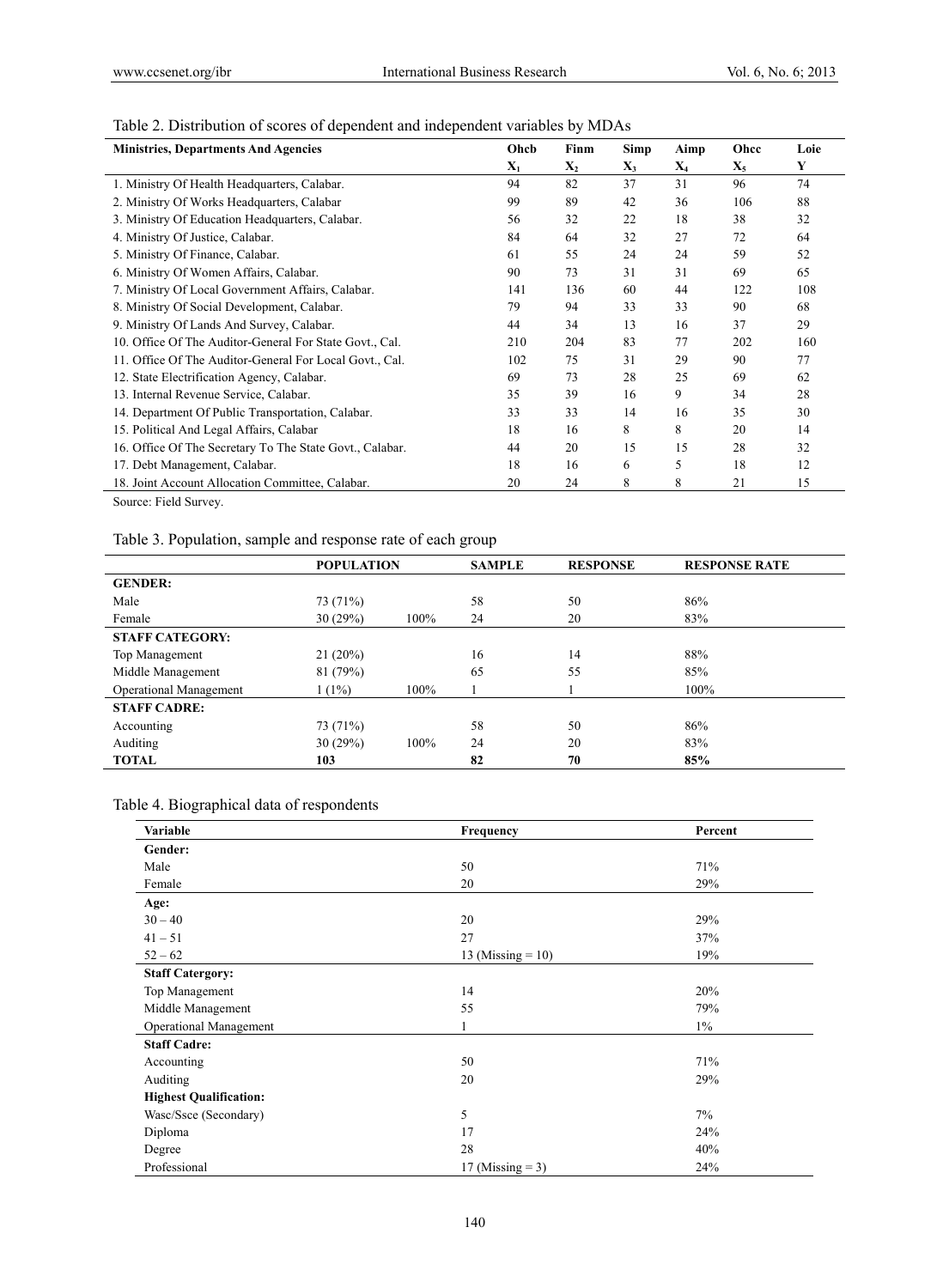Table 2. Distribution of scores of dependent and independent variables by MDAs

| Ministries, Departments And Agencies | Ohcb $X_1$ | Finm $X_2$ | Simp $X_3$ | Aimp $X_4$ | Ohcc $X_5$ | Loie Y |
|---|---|---|---|---|---|---|
| 1. Ministry Of Health Headquarters, Calabar. | 94 | 82 | 37 | 31 | 96 | 74 |
| 2. Ministry Of Works Headquarters, Calabar | 99 | 89 | 42 | 36 | 106 | 88 |
| 3. Ministry Of Education Headquarters, Calabar. | 56 | 32 | 22 | 18 | 38 | 32 |
| 4. Ministry Of Justice, Calabar. | 84 | 64 | 32 | 27 | 72 | 64 |
| 5. Ministry Of Finance, Calabar. | 61 | 55 | 24 | 24 | 59 | 52 |
| 6. Ministry Of Women Affairs, Calabar. | 90 | 73 | 31 | 31 | 69 | 65 |
| 7. Ministry Of Local Government Affairs, Calabar. | 141 | 136 | 60 | 44 | 122 | 108 |
| 8. Ministry Of Social Development, Calabar. | 79 | 94 | 33 | 33 | 90 | 68 |
| 9. Ministry Of Lands And Survey, Calabar. | 44 | 34 | 13 | 16 | 37 | 29 |
| 10. Office Of The Auditor-General For State Govt., Cal. | 210 | 204 | 83 | 77 | 202 | 160 |
| 11. Office Of The Auditor-General For Local Govt., Cal. | 102 | 75 | 31 | 29 | 90 | 77 |
| 12. State Electrification Agency, Calabar. | 69 | 73 | 28 | 25 | 69 | 62 |
| 13. Internal Revenue Service, Calabar. | 35 | 39 | 16 | 9 | 34 | 28 |
| 14. Department Of Public Transportation, Calabar. | 33 | 33 | 14 | 16 | 35 | 30 |
| 15. Political And Legal Affairs, Calabar | 18 | 16 | 8 | 8 | 20 | 14 |
| 16. Office Of The Secretary To The State Govt., Calabar. | 44 | 20 | 15 | 15 | 28 | 32 |
| 17. Debt Management, Calabar. | 18 | 16 | 6 | 5 | 18 | 12 |
| 18. Joint Account Allocation Committee, Calabar. | 20 | 24 | 8 | 8 | 21 | 15 |

Source: Field Survey.

Table 3. Population, sample and response rate of each group

| | POPULATION | | SAMPLE | RESPONSE | RESPONSE RATE |
|---|---|---|---|---|---|
| **GENDER:** | | | | | |
| Male | 73 (71%) | | 58 | 50 | 86% |
| Female | 30 (29%) | 100% | 24 | 20 | 83% |
| **STAFF CATEGORY:** | | | | | |
| Top Management | 21 (20%) | | 16 | 14 | 88% |
| Middle Management | 81 (79%) | | 65 | 55 | 85% |
| Operational Management | 1 (1%) | 100% | 1 | 1 | 100% |
| **STAFF CADRE:** | | | | | |
| Accounting | 73 (71%) | | 58 | 50 | 86% |
| Auditing | 30 (29%) | 100% | 24 | 20 | 83% |
| **TOTAL** | **103** | | **82** | **70** | **85%** |

Table 4. Biographical data of respondents

| Variable | Frequency | Percent |
|---|---|---|
| **Gender:** | | |
| Male | 50 | 71% |
| Female | 20 | 29% |
| **Age:** | | |
| 30 – 40 | 20 | 29% |
| 41 – 51 | 27 | 37% |
| 52 – 62 | 13 (Missing = 10) | 19% |
| **Staff Catergory:** | | |
| Top Management | 14 | 20% |
| Middle Management | 55 | 79% |
| Operational Management | 1 | 1% |
| **Staff Cadre:** | | |
| Accounting | 50 | 71% |
| Auditing | 20 | 29% |
| **Highest Qualification:** | | |
| Wasc/Ssce (Secondary) | 5 | 7% |
| Diploma | 17 | 24% |
| Degree | 28 | 40% |
| Professional | 17 (Missing = 3) | 24% |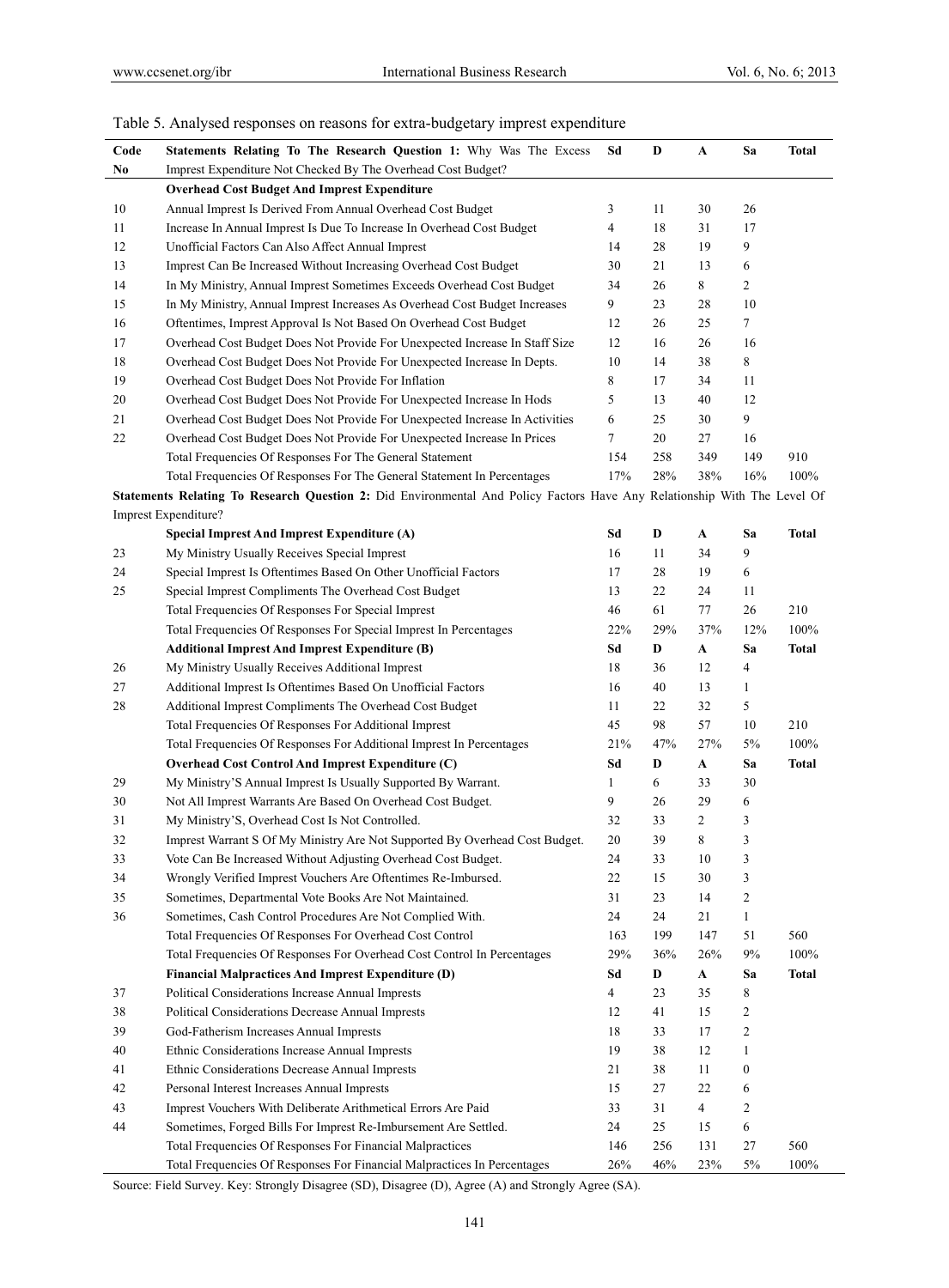Table 5. Analysed responses on reasons for extra-budgetary imprest expenditure

| Code No | Statements Relating To The Research Question 1: Why Was The Excess Imprest Expenditure Not Checked By The Overhead Cost Budget? | Sd | D | A | Sa | Total |
|---|---|---|---|---|---|---|
| | **Overhead Cost Budget And Imprest Expenditure** | | | | | |
| 10 | Annual Imprest Is Derived From Annual Overhead Cost Budget | 3 | 11 | 30 | 26 | |
| 11 | Increase In Annual Imprest Is Due To Increase In Overhead Cost Budget | 4 | 18 | 31 | 17 | |
| 12 | Unofficial Factors Can Also Affect Annual Imprest | 14 | 28 | 19 | 9 | |
| 13 | Imprest Can Be Increased Without Increasing Overhead Cost Budget | 30 | 21 | 13 | 6 | |
| 14 | In My Ministry, Annual Imprest Sometimes Exceeds Overhead Cost Budget | 34 | 26 | 8 | 2 | |
| 15 | In My Ministry, Annual Imprest Increases As Overhead Cost Budget Increases | 9 | 23 | 28 | 10 | |
| 16 | Oftentimes, Imprest Approval Is Not Based On Overhead Cost Budget | 12 | 26 | 25 | 7 | |
| 17 | Overhead Cost Budget Does Not Provide For Unexpected Increase In Staff Size | 12 | 16 | 26 | 16 | |
| 18 | Overhead Cost Budget Does Not Provide For Unexpected Increase In Depts. | 10 | 14 | 38 | 8 | |
| 19 | Overhead Cost Budget Does Not Provide For Inflation | 8 | 17 | 34 | 11 | |
| 20 | Overhead Cost Budget Does Not Provide For Unexpected Increase In Hods | 5 | 13 | 40 | 12 | |
| 21 | Overhead Cost Budget Does Not Provide For Unexpected Increase In Activities | 6 | 25 | 30 | 9 | |
| 22 | Overhead Cost Budget Does Not Provide For Unexpected Increase In Prices | 7 | 20 | 27 | 16 | |
| | Total Frequencies Of Responses For The General Statement | 154 | 258 | 349 | 149 | 910 |
| | Total Frequencies Of Responses For The General Statement In Percentages | 17% | 28% | 38% | 16% | 100% |
| **Statements Relating To Research Question 2:** Did Environmental And Policy Factors Have Any Relationship With The Level Of Imprest Expenditure? | | | | | | |
| | **Special Imprest And Imprest Expenditure (A)** | **Sd** | **D** | **A** | **Sa** | **Total** |
| 23 | My Ministry Usually Receives Special Imprest | 16 | 11 | 34 | 9 | |
| 24 | Special Imprest Is Oftentimes Based On Other Unofficial Factors | 17 | 28 | 19 | 6 | |
| 25 | Special Imprest Compliments The Overhead Cost Budget | 13 | 22 | 24 | 11 | |
| | Total Frequencies Of Responses For Special Imprest | 46 | 61 | 77 | 26 | 210 |
| | Total Frequencies Of Responses For Special Imprest In Percentages | 22% | 29% | 37% | 12% | 100% |
| | **Additional Imprest And Imprest Expenditure (B)** | **Sd** | **D** | **A** | **Sa** | **Total** |
| 26 | My Ministry Usually Receives Additional Imprest | 18 | 36 | 12 | 4 | |
| 27 | Additional Imprest Is Oftentimes Based On Unofficial Factors | 16 | 40 | 13 | 1 | |
| 28 | Additional Imprest Compliments The Overhead Cost Budget | 11 | 22 | 32 | 5 | |
| | Total Frequencies Of Responses For Additional Imprest | 45 | 98 | 57 | 10 | 210 |
| | Total Frequencies Of Responses For Additional Imprest In Percentages | 21% | 47% | 27% | 5% | 100% |
| | **Overhead Cost Control And Imprest Expenditure (C)** | **Sd** | **D** | **A** | **Sa** | **Total** |
| 29 | My Ministry'S Annual Imprest Is Usually Supported By Warrant. | 1 | 6 | 33 | 30 | |
| 30 | Not All Imprest Warrants Are Based On Overhead Cost Budget. | 9 | 26 | 29 | 6 | |
| 31 | My Ministry'S, Overhead Cost Is Not Controlled. | 32 | 33 | 2 | 3 | |
| 32 | Imprest Warrant S Of My Ministry Are Not Supported By Overhead Cost Budget. | 20 | 39 | 8 | 3 | |
| 33 | Vote Can Be Increased Without Adjusting Overhead Cost Budget. | 24 | 33 | 10 | 3 | |
| 34 | Wrongly Verified Imprest Vouchers Are Oftentimes Re-Imbursed. | 22 | 15 | 30 | 3 | |
| 35 | Sometimes, Departmental Vote Books Are Not Maintained. | 31 | 23 | 14 | 2 | |
| 36 | Sometimes, Cash Control Procedures Are Not Complied With. | 24 | 24 | 21 | 1 | |
| | Total Frequencies Of Responses For Overhead Cost Control | 163 | 199 | 147 | 51 | 560 |
| | Total Frequencies Of Responses For Overhead Cost Control In Percentages | 29% | 36% | 26% | 9% | 100% |
| | **Financial Malpractices And Imprest Expenditure (D)** | **Sd** | **D** | **A** | **Sa** | **Total** |
| 37 | Political Considerations Increase Annual Imprests | 4 | 23 | 35 | 8 | |
| 38 | Political Considerations Decrease Annual Imprests | 12 | 41 | 15 | 2 | |
| 39 | God-Fatherism Increases Annual Imprests | 18 | 33 | 17 | 2 | |
| 40 | Ethnic Considerations Increase Annual Imprests | 19 | 38 | 12 | 1 | |
| 41 | Ethnic Considerations Decrease Annual Imprests | 21 | 38 | 11 | 0 | |
| 42 | Personal Interest Increases Annual Imprests | 15 | 27 | 22 | 6 | |
| 43 | Imprest Vouchers With Deliberate Arithmetical Errors Are Paid | 33 | 31 | 4 | 2 | |
| 44 | Sometimes, Forged Bills For Imprest Re-Imbursement Are Settled. | 24 | 25 | 15 | 6 | |
| | Total Frequencies Of Responses For Financial Malpractices | 146 | 256 | 131 | 27 | 560 |
| | Total Frequencies Of Responses For Financial Malpractices In Percentages | 26% | 46% | 23% | 5% | 100% |

Source: Field Survey. Key: Strongly Disagree (SD), Disagree (D), Agree (A) and Strongly Agree (SA).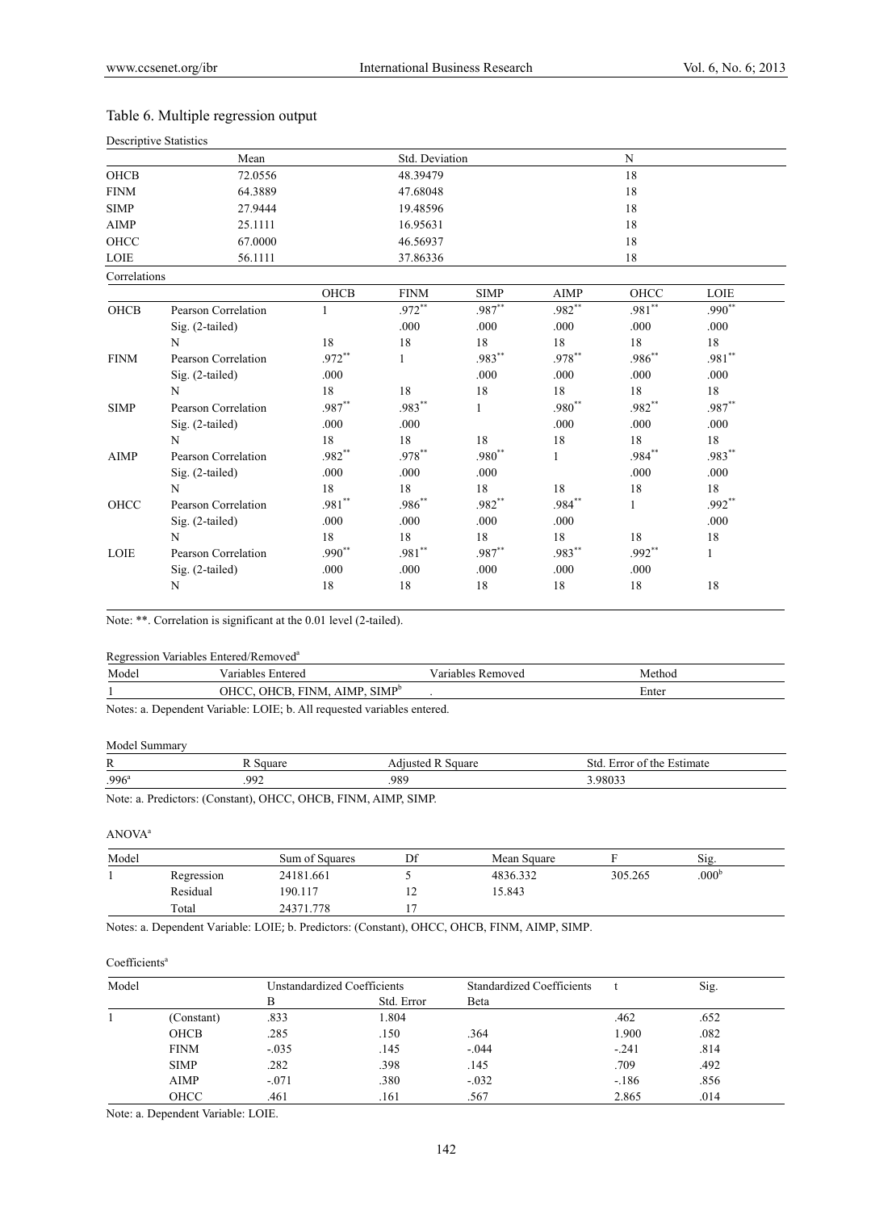Table 6. Multiple regression output

Descriptive Statistics

| | Mean | Std. Deviation | N |
|---|---|---|---|
| OHCB | 72.0556 | 48.39479 | 18 |
| FINM | 64.3889 | 47.68048 | 18 |
| SIMP | 27.9444 | 19.48596 | 18 |
| AIMP | 25.1111 | 16.95631 | 18 |
| OHCC | 67.0000 | 46.56937 | 18 |
| LOIE | 56.1111 | 37.86336 | 18 |

Correlations

| | | OHCB | FINM | SIMP | AIMP | OHCC | LOIE |
|---|---|---|---|---|---|---|---|
| OHCB | Pearson Correlation | 1 | .972** | .987** | .982** | .981** | .990** |
| | Sig. (2-tailed) | | .000 | .000 | .000 | .000 | .000 |
| | N | 18 | 18 | 18 | 18 | 18 | 18 |
| FINM | Pearson Correlation | .972** | 1 | .983** | .978** | .986** | .981** |
| | Sig. (2-tailed) | .000 | | .000 | .000 | .000 | .000 |
| | N | 18 | 18 | 18 | 18 | 18 | 18 |
| SIMP | Pearson Correlation | .987** | .983** | 1 | .980** | .982** | .987** |
| | Sig. (2-tailed) | .000 | .000 | | .000 | .000 | .000 |
| | N | 18 | 18 | 18 | 18 | 18 | 18 |
| AIMP | Pearson Correlation | .982** | .978** | .980** | 1 | .984** | .983** |
| | Sig. (2-tailed) | .000 | .000 | .000 | | .000 | .000 |
| | N | 18 | 18 | 18 | 18 | 18 | 18 |
| OHCC | Pearson Correlation | .981** | .986** | .982** | .984** | 1 | .992** |
| | Sig. (2-tailed) | .000 | .000 | .000 | .000 | | .000 |
| | N | 18 | 18 | 18 | 18 | 18 | 18 |
| LOIE | Pearson Correlation | .990** | .981** | .987** | .983** | .992** | 1 |
| | Sig. (2-tailed) | .000 | .000 | .000 | .000 | .000 | |
| | N | 18 | 18 | 18 | 18 | 18 | 18 |

Note: **. Correlation is significant at the 0.01 level (2-tailed).

Regression Variables Entered/Removed[a]

| Model | Variables Entered | Variables Removed | Method |
|---|---|---|---|
| 1 | OHCC, OHCB, FINM, AIMP, SIMP[b] | . | Enter |

Notes: a. Dependent Variable: LOIE; b. All requested variables entered.

Model Summary

| R | R Square | Adjusted R Square | Std. Error of the Estimate |
|---|---|---|---|
| .996[a] | .992 | .989 | 3.98033 |

Note: a. Predictors: (Constant), OHCC, OHCB, FINM, AIMP, SIMP.

ANOVA[a]

| Model | | Sum of Squares | Df | Mean Square | F | Sig. |
|---|---|---|---|---|---|---|
| 1 | Regression | 24181.661 | 5 | 4836.332 | 305.265 | .000[b] |
| | Residual | 190.117 | 12 | 15.843 | | |
| | Total | 24371.778 | 17 | | | |

Notes: a. Dependent Variable: LOIE; b. Predictors: (Constant), OHCC, OHCB, FINM, AIMP, SIMP.

Coefficients[a]

| Model | | Unstandardized Coefficients | | Standardized Coefficients | t | Sig. |
|---|---|---|---|---|---|---|
| | | B | Std. Error | Beta | | |
| 1 | (Constant) | .833 | 1.804 | | .462 | .652 |
| | OHCB | .285 | .150 | .364 | 1.900 | .082 |
| | FINM | -.035 | .145 | -.044 | -.241 | .814 |
| | SIMP | .282 | .398 | .145 | .709 | .492 |
| | AIMP | -.071 | .380 | -.032 | -.186 | .856 |
| | OHCC | .461 | .161 | .567 | 2.865 | .014 |

Note: a. Dependent Variable: LOIE.